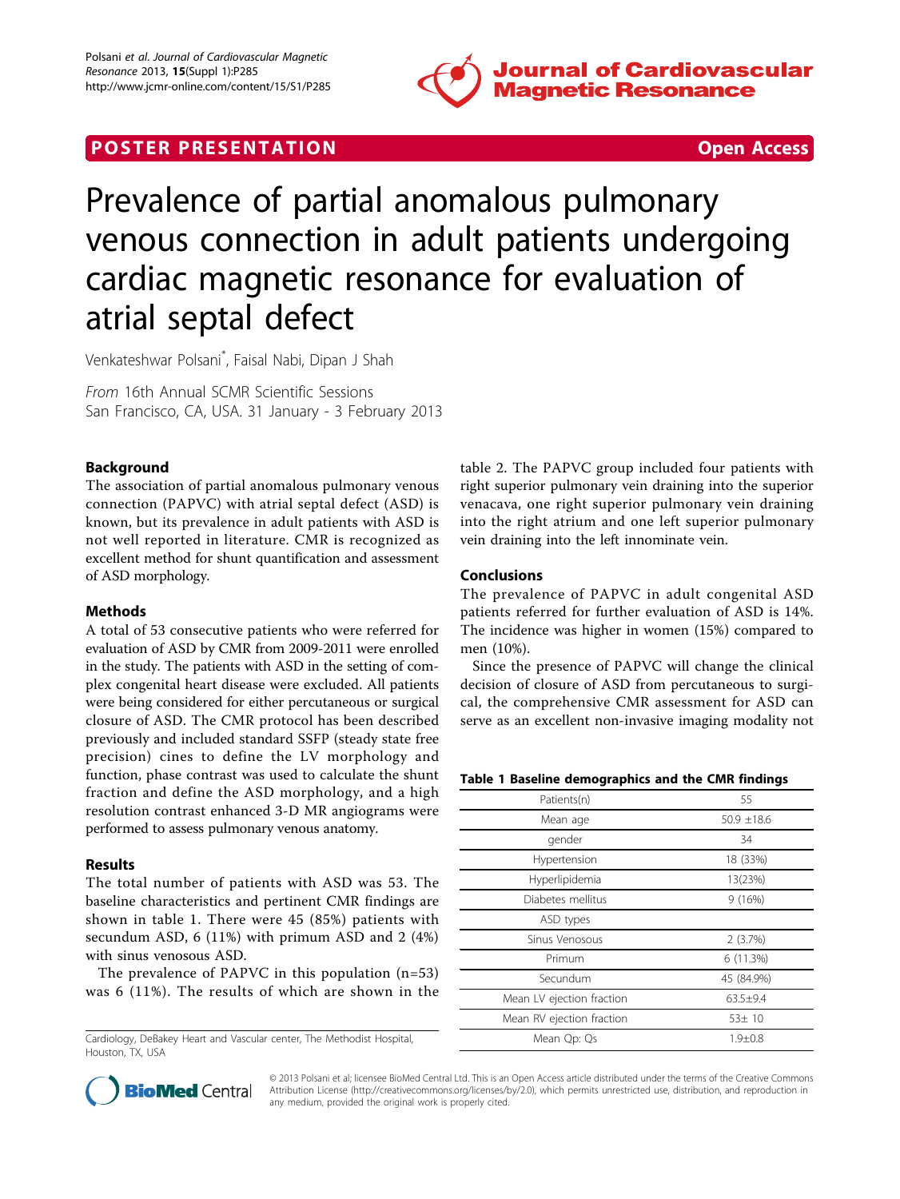POSTER PRESENTATION

Open Access

# Prevalence of partial anomalous pulmonary venous connection in adult patients undergoing cardiac magnetic resonance for evaluation of atrial septal defect

Venkateshwar Polsani*, Faisal Nabi, Dipan J Shah

*From* 16th Annual SCMR Scientific Sessions
San Francisco, CA, USA. 31 January - 3 February 2013

## Background

The association of partial anomalous pulmonary venous connection (PAPVC) with atrial septal defect (ASD) is known, but its prevalence in adult patients with ASD is not well reported in literature. CMR is recognized as excellent method for shunt quantification and assessment of ASD morphology.

## Methods

A total of 53 consecutive patients who were referred for evaluation of ASD by CMR from 2009-2011 were enrolled in the study. The patients with ASD in the setting of complex congenital heart disease were excluded. All patients were being considered for either percutaneous or surgical closure of ASD. The CMR protocol has been described previously and included standard SSFP (steady state free precision) cines to define the LV morphology and function, phase contrast was used to calculate the shunt fraction and define the ASD morphology, and a high resolution contrast enhanced 3-D MR angiograms were performed to assess pulmonary venous anatomy.

## Results

The total number of patients with ASD was 53. The baseline characteristics and pertinent CMR findings are shown in table 1. There were 45 (85%) patients with secundum ASD, 6 (11%) with primum ASD and 2 (4%) with sinus venosous ASD.

The prevalence of PAPVC in this population (n=53) was 6 (11%). The results of which are shown in the table 2. The PAPVC group included four patients with right superior pulmonary vein draining into the superior venacava, one right superior pulmonary vein draining into the right atrium and one left superior pulmonary vein draining into the left innominate vein.

## Conclusions

The prevalence of PAPVC in adult congenital ASD patients referred for further evaluation of ASD is 14%. The incidence was higher in women (15%) compared to men (10%).

Since the presence of PAPVC will change the clinical decision of closure of ASD from percutaneous to surgical, the comprehensive CMR assessment for ASD can serve as an excellent non-invasive imaging modality not

**Table 1 Baseline demographics and the CMR findings**

| | |
|---|---|
| Patients(n) | 55 |
| Mean age | 50.9 ±18.6 |
| gender | 34 |
| Hypertension | 18 (33%) |
| Hyperlipidemia | 13(23%) |
| Diabetes mellitus | 9 (16%) |
| ASD types | |
| Sinus Venosous | 2 (3.7%) |
| Primum | 6 (11.3%) |
| Secundum | 45 (84.9%) |
| Mean LV ejection fraction | 63.5±9.4 |
| Mean RV ejection fraction | 53± 10 |
| Mean Qp: Qs | 1.9±0.8 |

Cardiology, DeBakey Heart and Vascular center, The Methodist Hospital, Houston, TX, USA

© 2013 Polsani et al; licensee BioMed Central Ltd. This is an Open Access article distributed under the terms of the Creative Commons Attribution License (http://creativecommons.org/licenses/by/2.0), which permits unrestricted use, distribution, and reproduction in any medium, provided the original work is properly cited.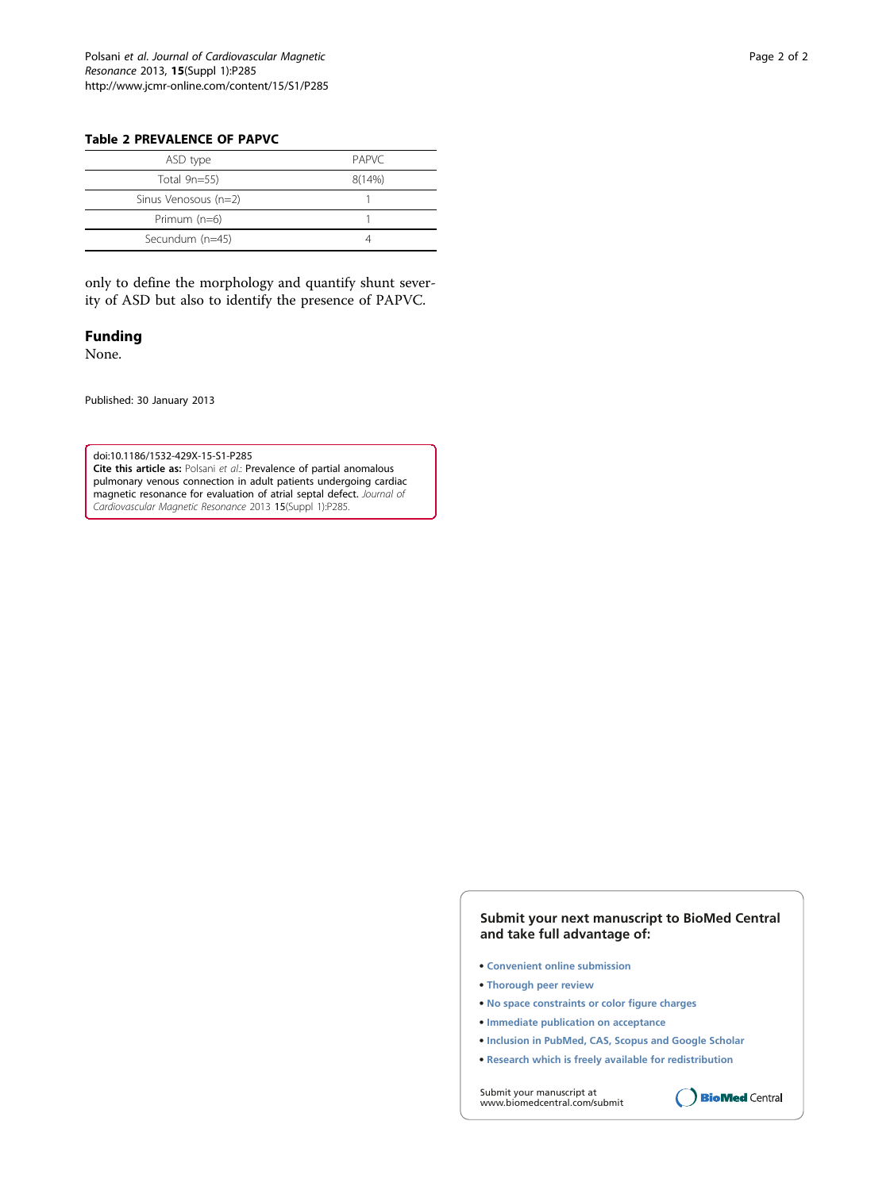**Table 2 PREVALENCE OF PAPVC**

| ASD type | PAPVC |
|---|---|
| Total 9n=55) | 8(14%) |
| Sinus Venosous (n=2) | 1 |
| Primum (n=6) | 1 |
| Secundum (n=45) | 4 |

only to define the morphology and quantify shunt severity of ASD but also to identify the presence of PAPVC.

## Funding

None.

Published: 30 January 2013

doi:10.1186/1532-429X-15-S1-P285

**Cite this article as:** Polsani *et al.*: Prevalence of partial anomalous pulmonary venous connection in adult patients undergoing cardiac magnetic resonance for evaluation of atrial septal defect. *Journal of Cardiovascular Magnetic Resonance* 2013 **15**(Suppl 1):P285.

**Submit your next manuscript to BioMed Central and take full advantage of:**

- Convenient online submission
- Thorough peer review
- No space constraints or color figure charges
- Immediate publication on acceptance
- Inclusion in PubMed, CAS, Scopus and Google Scholar
- Research which is freely available for redistribution

Submit your manuscript at www.biomedcentral.com/submit

BioMed Central